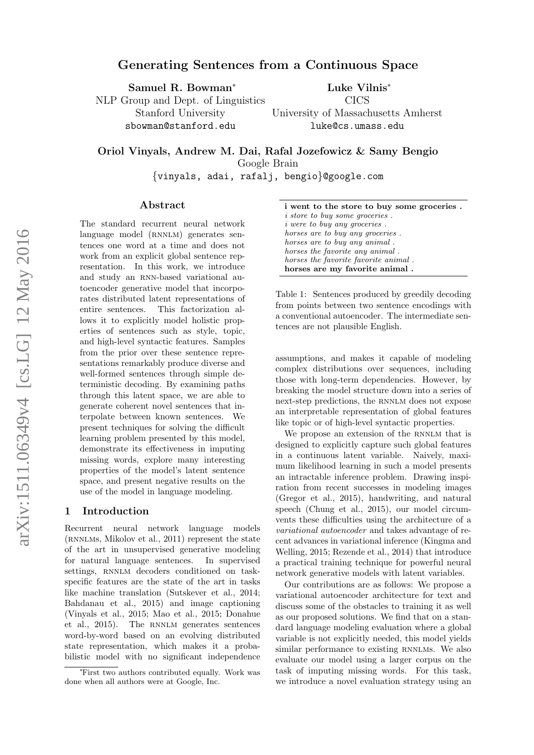# Generating Sentences from a Continuous Space

**Samuel R. Bowman***
NLP Group and Dept. of Linguistics
Stanford University
sbowman@stanford.edu

**Luke Vilnis***
CICS
University of Massachusetts Amherst
luke@cs.umass.edu

**Oriol Vinyals, Andrew M. Dai, Rafal Jozefowicz & Samy Bengio**
Google Brain
{vinyals, adai, rafalj, bengio}@google.com

## Abstract

The standard recurrent neural network language model (RNNLM) generates sentences one word at a time and does not work from an explicit global sentence representation. In this work, we introduce and study an RNN-based variational autoencoder generative model that incorporates distributed latent representations of entire sentences. This factorization allows it to explicitly model holistic properties of sentences such as style, topic, and high-level syntactic features. Samples from the prior over these sentence representations remarkably produce diverse and well-formed sentences through simple deterministic decoding. By examining paths through this latent space, we are able to generate coherent novel sentences that interpolate between known sentences. We present techniques for solving the difficult learning problem presented by this model, demonstrate its effectiveness in imputing missing words, explore many interesting properties of the model's latent sentence space, and present negative results on the use of the model in language modeling.

## 1 Introduction

Recurrent neural network language models (RNNLMs, Mikolov et al., 2011) represent the state of the art in unsupervised generative modeling for natural language sentences. In supervised settings, RNNLM decoders conditioned on task-specific features are the state of the art in tasks like machine translation (Sutskever et al., 2014; Bahdanau et al., 2015) and image captioning (Vinyals et al., 2015; Mao et al., 2015; Donahue et al., 2015). The RNNLM generates sentences word-by-word based on an evolving distributed state representation, which makes it a probabilistic model with no significant independence assumptions, and makes it capable of modeling complex distributions over sequences, including those with long-term dependencies. However, by breaking the model structure down into a series of next-step predictions, the RNNLM does not expose an interpretable representation of global features like topic or of high-level syntactic properties.

| **i went to the store to buy some groceries .** |
|---|
| *i store to buy some groceries .* |
| *i were to buy any groceries .* |
| *horses are to buy any groceries .* |
| *horses are to buy any animal .* |
| *horses the favorite any animal .* |
| *horses the favorite favorite animal .* |
| **horses are my favorite animal .** |

Table 1: Sentences produced by greedily decoding from points between two sentence encodings with a conventional autoencoder. The intermediate sentences are not plausible English.

We propose an extension of the RNNLM that is designed to explicitly capture such global features in a continuous latent variable. Naively, maximum likelihood learning in such a model presents an intractable inference problem. Drawing inspiration from recent successes in modeling images (Gregor et al., 2015), handwriting, and natural speech (Chung et al., 2015), our model circumvents these difficulties using the architecture of a *variational autoencoder* and takes advantage of recent advances in variational inference (Kingma and Welling, 2015; Rezende et al., 2014) that introduce a practical training technique for powerful neural network generative models with latent variables.

Our contributions are as follows: We propose a variational autoencoder architecture for text and discuss some of the obstacles to training it as well as our proposed solutions. We find that on a standard language modeling evaluation where a global variable is not explicitly needed, this model yields similar performance to existing RNNLMs. We also evaluate our model using a larger corpus on the task of imputing missing words. For this task, we introduce a novel evaluation strategy using an

*First two authors contributed equally. Work was done when all authors were at Google, Inc.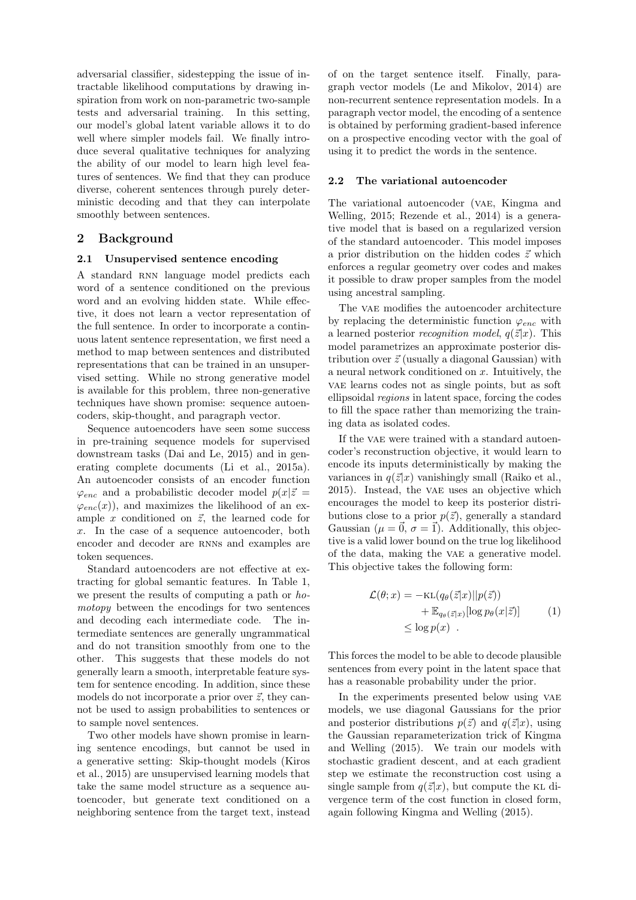adversarial classifier, sidestepping the issue of intractable likelihood computations by drawing inspiration from work on non-parametric two-sample tests and adversarial training. In this setting, our model's global latent variable allows it to do well where simpler models fail. We finally introduce several qualitative techniques for analyzing the ability of our model to learn high level features of sentences. We find that they can produce diverse, coherent sentences through purely deterministic decoding and that they can interpolate smoothly between sentences.

## 2 Background

### 2.1 Unsupervised sentence encoding

A standard RNN language model predicts each word of a sentence conditioned on the previous word and an evolving hidden state. While effective, it does not learn a vector representation of the full sentence. In order to incorporate a continuous latent sentence representation, we first need a method to map between sentences and distributed representations that can be trained in an unsupervised setting. While no strong generative model is available for this problem, three non-generative techniques have shown promise: sequence autoencoders, skip-thought, and paragraph vector.

Sequence autoencoders have seen some success in pre-training sequence models for supervised downstream tasks (Dai and Le, 2015) and in generating complete documents (Li et al., 2015a). An autoencoder consists of an encoder function $\varphi_{enc}$ and a probabilistic decoder model $p(x|\vec{z} = \varphi_{enc}(x))$, and maximizes the likelihood of an example $x$ conditioned on $\vec{z}$, the learned code for $x$. In the case of a sequence autoencoder, both encoder and decoder are RNNs and examples are token sequences.

Standard autoencoders are not effective at extracting for global semantic features. In Table 1, we present the results of computing a path or *homotopy* between the encodings for two sentences and decoding each intermediate code. The intermediate sentences are generally ungrammatical and do not transition smoothly from one to the other. This suggests that these models do not generally learn a smooth, interpretable feature system for sentence encoding. In addition, since these models do not incorporate a prior over $\vec{z}$, they cannot be used to assign probabilities to sentences or to sample novel sentences.

Two other models have shown promise in learning sentence encodings, but cannot be used in a generative setting: Skip-thought models (Kiros et al., 2015) are unsupervised learning models that take the same model structure as a sequence autoencoder, but generate text conditioned on a neighboring sentence from the target text, instead of on the target sentence itself. Finally, paragraph vector models (Le and Mikolov, 2014) are non-recurrent sentence representation models. In a paragraph vector model, the encoding of a sentence is obtained by performing gradient-based inference on a prospective encoding vector with the goal of using it to predict the words in the sentence.

### 2.2 The variational autoencoder

The variational autoencoder (VAE, Kingma and Welling, 2015; Rezende et al., 2014) is a generative model that is based on a regularized version of the standard autoencoder. This model imposes a prior distribution on the hidden codes $\vec{z}$ which enforces a regular geometry over codes and makes it possible to draw proper samples from the model using ancestral sampling.

The VAE modifies the autoencoder architecture by replacing the deterministic function $\varphi_{enc}$ with a learned posterior *recognition model*, $q(\vec{z}|x)$. This model parametrizes an approximate posterior distribution over $\vec{z}$ (usually a diagonal Gaussian) with a neural network conditioned on $x$. Intuitively, the VAE learns codes not as single points, but as soft ellipsoidal *regions* in latent space, forcing the codes to fill the space rather than memorizing the training data as isolated codes.

If the VAE were trained with a standard autoencoder's reconstruction objective, it would learn to encode its inputs deterministically by making the variances in $q(\vec{z}|x)$ vanishingly small (Raiko et al., 2015). Instead, the VAE uses an objective which encourages the model to keep its posterior distributions close to a prior $p(\vec{z})$, generally a standard Gaussian ($\mu = \vec{0}$, $\sigma = \vec{1}$). Additionally, this objective is a valid lower bound on the true log likelihood of the data, making the VAE a generative model. This objective takes the following form:

$$
\begin{aligned}
\mathcal{L}(\theta; x) = &-\text{KL}(q_\theta(\vec{z}|x)||p(\vec{z})) \\
&+ \mathbb{E}_{q_\theta(\vec{z}|x)}[\log p_\theta(x|\vec{z})] \\
&\leq \log p(x) \ .
\end{aligned}
\tag{1}
$$

This forces the model to be able to decode plausible sentences from every point in the latent space that has a reasonable probability under the prior.

In the experiments presented below using VAE models, we use diagonal Gaussians for the prior and posterior distributions $p(\vec{z})$ and $q(\vec{z}|x)$, using the Gaussian reparameterization trick of Kingma and Welling (2015). We train our models with stochastic gradient descent, and at each gradient step we estimate the reconstruction cost using a single sample from $q(\vec{z}|x)$, but compute the KL divergence term of the cost function in closed form, again following Kingma and Welling (2015).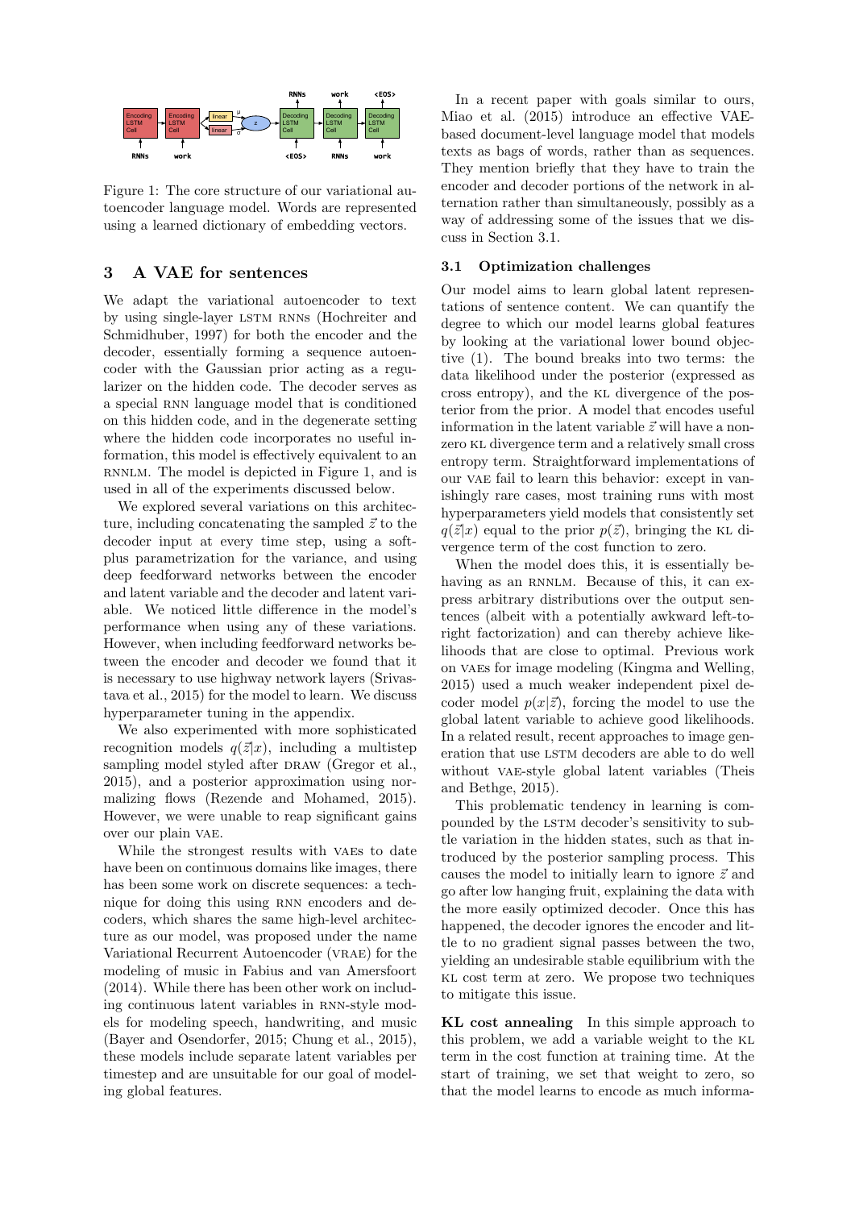Figure 1: The core structure of our variational autoencoder language model. Words are represented using a learned dictionary of embedding vectors.

## 3 A VAE for sentences

We adapt the variational autoencoder to text by using single-layer LSTM RNNs (Hochreiter and Schmidhuber, 1997) for both the encoder and the decoder, essentially forming a sequence autoencoder with the Gaussian prior acting as a regularizer on the hidden code. The decoder serves as a special RNN language model that is conditioned on this hidden code, and in the degenerate setting where the hidden code incorporates no useful information, this model is effectively equivalent to an RNNLM. The model is depicted in Figure 1, and is used in all of the experiments discussed below.

We explored several variations on this architecture, including concatenating the sampled $\vec{z}$ to the decoder input at every time step, using a softplus parametrization for the variance, and using deep feedforward networks between the encoder and latent variable and the decoder and latent variable. We noticed little difference in the model's performance when using any of these variations. However, when including feedforward networks between the encoder and decoder we found that it is necessary to use highway network layers (Srivastava et al., 2015) for the model to learn. We discuss hyperparameter tuning in the appendix.

We also experimented with more sophisticated recognition models $q(\vec{z}|x)$, including a multistep sampling model styled after DRAW (Gregor et al., 2015), and a posterior approximation using normalizing flows (Rezende and Mohamed, 2015). However, we were unable to reap significant gains over our plain VAE.

While the strongest results with VAEs to date have been on continuous domains like images, there has been some work on discrete sequences: a technique for doing this using RNN encoders and decoders, which shares the same high-level architecture as our model, was proposed under the name Variational Recurrent Autoencoder (VRAE) for the modeling of music in Fabius and van Amersfoort (2014). While there has been other work on including continuous latent variables in RNN-style models for modeling speech, handwriting, and music (Bayer and Osendorfer, 2015; Chung et al., 2015), these models include separate latent variables per timestep and are unsuitable for our goal of modeling global features.

In a recent paper with goals similar to ours, Miao et al. (2015) introduce an effective VAE-based document-level language model that models texts as bags of words, rather than as sequences. They mention briefly that they have to train the encoder and decoder portions of the network in alternation rather than simultaneously, possibly as a way of addressing some of the issues that we discuss in Section 3.1.

### 3.1 Optimization challenges

Our model aims to learn global latent representations of sentence content. We can quantify the degree to which our model learns global features by looking at the variational lower bound objective (1). The bound breaks into two terms: the data likelihood under the posterior (expressed as cross entropy), and the KL divergence of the posterior from the prior. A model that encodes useful information in the latent variable $\vec{z}$ will have a non-zero KL divergence term and a relatively small cross entropy term. Straightforward implementations of our VAE fail to learn this behavior: except in vanishingly rare cases, most training runs with most hyperparameters yield models that consistently set $q(\vec{z}|x)$ equal to the prior $p(\vec{z})$, bringing the KL divergence term of the cost function to zero.

When the model does this, it is essentially behaving as an RNNLM. Because of this, it can express arbitrary distributions over the output sentences (albeit with a potentially awkward left-to-right factorization) and can thereby achieve likelihoods that are close to optimal. Previous work on VAEs for image modeling (Kingma and Welling, 2015) used a much weaker independent pixel decoder model $p(x|\vec{z})$, forcing the model to use the global latent variable to achieve good likelihoods. In a related result, recent approaches to image generation that use LSTM decoders are able to do well without VAE-style global latent variables (Theis and Bethge, 2015).

This problematic tendency in learning is compounded by the LSTM decoder's sensitivity to subtle variation in the hidden states, such as that introduced by the posterior sampling process. This causes the model to initially learn to ignore $\vec{z}$ and go after low hanging fruit, explaining the data with the more easily optimized decoder. Once this has happened, the decoder ignores the encoder and little to no gradient signal passes between the two, yielding an undesirable stable equilibrium with the KL cost term at zero. We propose two techniques to mitigate this issue.

**KL cost annealing** In this simple approach to this problem, we add a variable weight to the KL term in the cost function at training time. At the start of training, we set that weight to zero, so that the model learns to encode as much informa-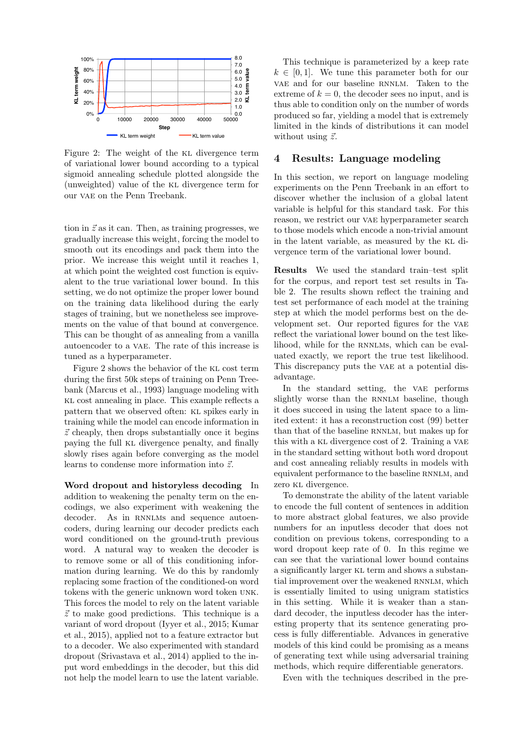Figure 2: The weight of the KL divergence term of variational lower bound according to a typical sigmoid annealing schedule plotted alongside the (unweighted) value of the KL divergence term for our VAE on the Penn Treebank.

tion in $\vec{z}$ as it can. Then, as training progresses, we gradually increase this weight, forcing the model to smooth out its encodings and pack them into the prior. We increase this weight until it reaches 1, at which point the weighted cost function is equivalent to the true variational lower bound. In this setting, we do not optimize the proper lower bound on the training data likelihood during the early stages of training, but we nonetheless see improvements on the value of that bound at convergence. This can be thought of as annealing from a vanilla autoencoder to a VAE. The rate of this increase is tuned as a hyperparameter.

Figure 2 shows the behavior of the KL cost term during the first 50k steps of training on Penn Treebank (Marcus et al., 1993) language modeling with KL cost annealing in place. This example reflects a pattern that we observed often: KL spikes early in training while the model can encode information in $\vec{z}$ cheaply, then drops substantially once it begins paying the full KL divergence penalty, and finally slowly rises again before converging as the model learns to condense more information into $\vec{z}$.

**Word dropout and historyless decoding** In addition to weakening the penalty term on the encodings, we also experiment with weakening the decoder. As in RNNLMs and sequence autoencoders, during learning our decoder predicts each word conditioned on the ground-truth previous word. A natural way to weaken the decoder is to remove some or all of this conditioning information during learning. We do this by randomly replacing some fraction of the conditioned-on word tokens with the generic unknown word token UNK. This forces the model to rely on the latent variable $\vec{z}$ to make good predictions. This technique is a variant of word dropout (Iyyer et al., 2015; Kumar et al., 2015), applied not to a feature extractor but to a decoder. We also experimented with standard dropout (Srivastava et al., 2014) applied to the input word embeddings in the decoder, but this did not help the model learn to use the latent variable.

This technique is parameterized by a keep rate $k \in [0, 1]$. We tune this parameter both for our VAE and for our baseline RNNLM. Taken to the extreme of $k = 0$, the decoder sees no input, and is thus able to condition only on the number of words produced so far, yielding a model that is extremely limited in the kinds of distributions it can model without using $\vec{z}$.

## 4 Results: Language modeling

In this section, we report on language modeling experiments on the Penn Treebank in an effort to discover whether the inclusion of a global latent variable is helpful for this standard task. For this reason, we restrict our VAE hyperparameter search to those models which encode a non-trivial amount in the latent variable, as measured by the KL divergence term of the variational lower bound.

**Results** We used the standard train–test split for the corpus, and report test set results in Table 2. The results shown reflect the training and test set performance of each model at the training step at which the model performs best on the development set. Our reported figures for the VAE reflect the variational lower bound on the test likelihood, while for the RNNLMs, which can be evaluated exactly, we report the true test likelihood. This discrepancy puts the VAE at a potential disadvantage.

In the standard setting, the VAE performs slightly worse than the RNNLM baseline, though it does succeed in using the latent space to a limited extent: it has a reconstruction cost (99) better than that of the baseline RNNLM, but makes up for this with a KL divergence cost of 2. Training a VAE in the standard setting without both word dropout and cost annealing reliably results in models with equivalent performance to the baseline RNNLM, and zero KL divergence.

To demonstrate the ability of the latent variable to encode the full content of sentences in addition to more abstract global features, we also provide numbers for an inputless decoder that does not condition on previous tokens, corresponding to a word dropout keep rate of 0. In this regime we can see that the variational lower bound contains a significantly larger KL term and shows a substantial improvement over the weakened RNNLM, which is essentially limited to using unigram statistics in this setting. While it is weaker than a standard decoder, the inputless decoder has the interesting property that its sentence generating process is fully differentiable. Advances in generative models of this kind could be promising as a means of generating text while using adversarial training methods, which require differentiable generators.

Even with the techniques described in the pre-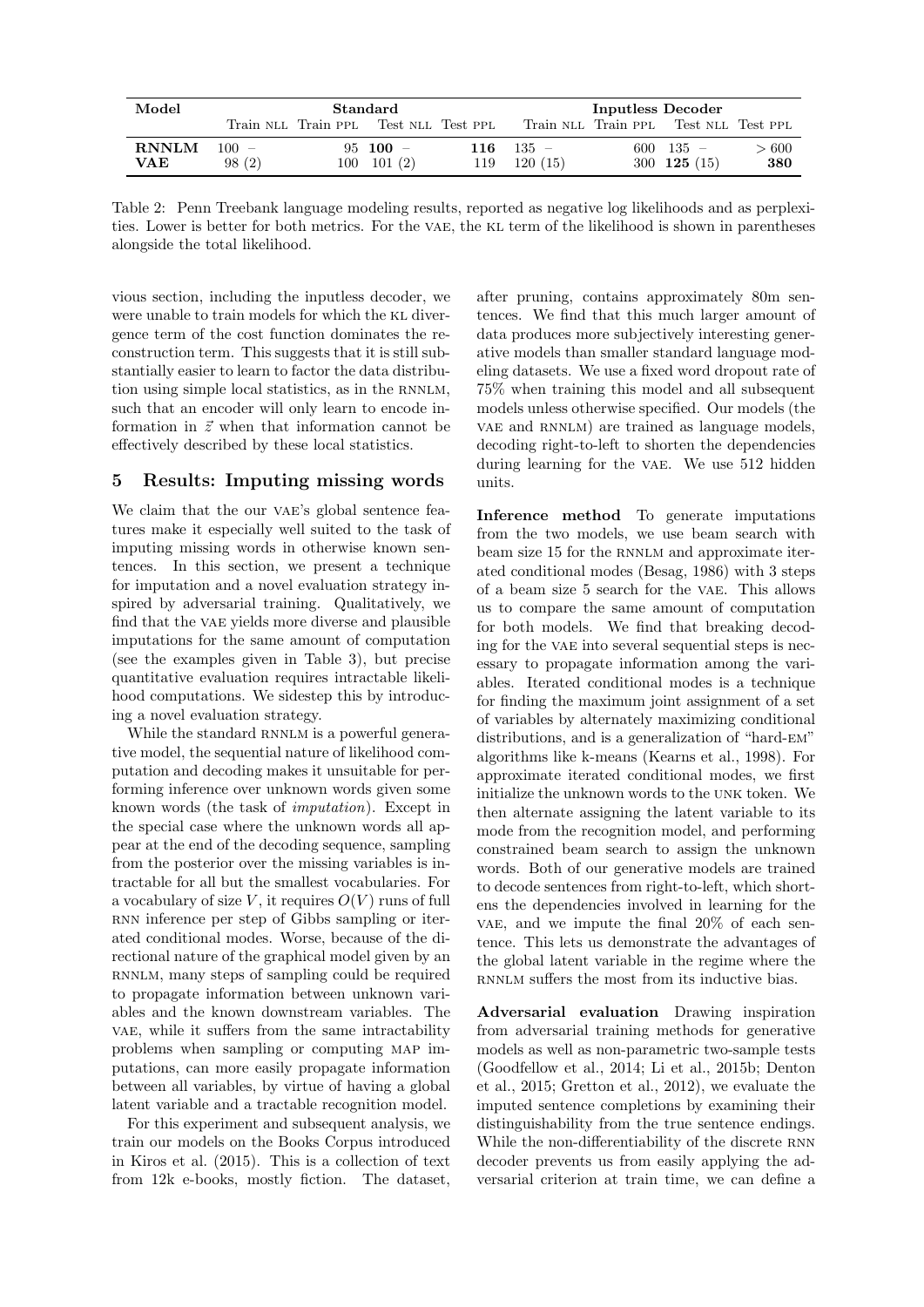| Model | Standard | | | | Inputless Decoder | | | |
|---|---|---|---|---|---|---|---|---|
| | Train NLL | Train PPL | Test NLL | Test PPL | Train NLL | Train PPL | Test NLL | Test PPL |
| **RNNLM** | 100 – | 95 | **100** – | **116** | 135 – | 600 | 135 – | > 600 |
| **VAE** | 98 (2) | 100 | 101 (2) | 119 | 120 (15) | 300 | **125** (15) | **380** |

Table 2: Penn Treebank language modeling results, reported as negative log likelihoods and as perplexities. Lower is better for both metrics. For the VAE, the KL term of the likelihood is shown in parentheses alongside the total likelihood.

vious section, including the inputless decoder, we were unable to train models for which the KL divergence term of the cost function dominates the reconstruction term. This suggests that it is still substantially easier to learn to factor the data distribution using simple local statistics, as in the RNNLM, such that an encoder will only learn to encode information in $\vec{z}$ when that information cannot be effectively described by these local statistics.

## 5 Results: Imputing missing words

We claim that the our VAE's global sentence features make it especially well suited to the task of imputing missing words in otherwise known sentences. In this section, we present a technique for imputation and a novel evaluation strategy inspired by adversarial training. Qualitatively, we find that the VAE yields more diverse and plausible imputations for the same amount of computation (see the examples given in Table 3), but precise quantitative evaluation requires intractable likelihood computations. We sidestep this by introducing a novel evaluation strategy.

While the standard RNNLM is a powerful generative model, the sequential nature of likelihood computation and decoding makes it unsuitable for performing inference over unknown words given some known words (the task of *imputation*). Except in the special case where the unknown words all appear at the end of the decoding sequence, sampling from the posterior over the missing variables is intractable for all but the smallest vocabularies. For a vocabulary of size $V$, it requires $O(V)$ runs of full RNN inference per step of Gibbs sampling or iterated conditional modes. Worse, because of the directional nature of the graphical model given by an RNNLM, many steps of sampling could be required to propagate information between unknown variables and the known downstream variables. The VAE, while it suffers from the same intractability problems when sampling or computing MAP imputations, can more easily propagate information between all variables, by virtue of having a global latent variable and a tractable recognition model.

For this experiment and subsequent analysis, we train our models on the Books Corpus introduced in Kiros et al. (2015). This is a collection of text from 12k e-books, mostly fiction. The dataset, after pruning, contains approximately 80m sentences. We find that this much larger amount of data produces more subjectively interesting generative models than smaller standard language modeling datasets. We use a fixed word dropout rate of 75% when training this model and all subsequent models unless otherwise specified. Our models (the VAE and RNNLM) are trained as language models, decoding right-to-left to shorten the dependencies during learning for the VAE. We use 512 hidden units.

**Inference method** To generate imputations from the two models, we use beam search with beam size 15 for the RNNLM and approximate iterated conditional modes (Besag, 1986) with 3 steps of a beam size 5 search for the VAE. This allows us to compare the same amount of computation for both models. We find that breaking decoding for the VAE into several sequential steps is necessary to propagate information among the variables. Iterated conditional modes is a technique for finding the maximum joint assignment of a set of variables by alternately maximizing conditional distributions, and is a generalization of "hard-EM" algorithms like k-means (Kearns et al., 1998). For approximate iterated conditional modes, we first initialize the unknown words to the UNK token. We then alternate assigning the latent variable to its mode from the recognition model, and performing constrained beam search to assign the unknown words. Both of our generative models are trained to decode sentences from right-to-left, which shortens the dependencies involved in learning for the VAE, and we impute the final 20% of each sentence. This lets us demonstrate the advantages of the global latent variable in the regime where the RNNLM suffers the most from its inductive bias.

**Adversarial evaluation** Drawing inspiration from adversarial training methods for generative models as well as non-parametric two-sample tests (Goodfellow et al., 2014; Li et al., 2015b; Denton et al., 2015; Gretton et al., 2012), we evaluate the imputed sentence completions by examining their distinguishability from the true sentence endings. While the non-differentiability of the discrete RNN decoder prevents us from easily applying the adversarial criterion at train time, we can define a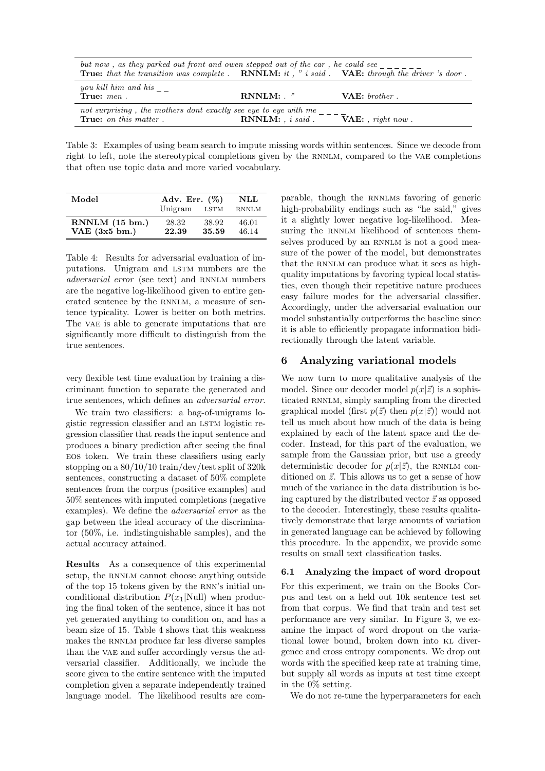| | | |
|---|---|---|
| *but now , as they parked out front and owen stepped out of the car , he could see* _ _ _ _ _ _ | | |
| **True:** *that the transition was complete .* | **RNNLM:** *it , " i said .* | **VAE:** *through the driver 's door .* |
| *you kill him and his* _ _ | | |
| **True:** *men .* | **RNNLM:** *. "* | **VAE:** *brother .* |
| *not surprising , the mothers dont exactly see eye to eye with me* _ _ _ _ | | |
| **True:** *on this matter .* | **RNNLM:** *, i said .* | **VAE:** *, right now .* |

Table 3: Examples of using beam search to impute missing words within sentences. Since we decode from right to left, note the stereotypical completions given by the RNNLM, compared to the VAE completions that often use topic data and more varied vocabulary.

| Model | Adv. Err. (%) | | NLL |
|---|---|---|---|
| | Unigram | LSTM | RNNLM |
| **RNNLM (15 bm.)** | 28.32 | 38.92 | 46.01 |
| **VAE (3x5 bm.)** | **22.39** | **35.59** | 46.14 |

Table 4: Results for adversarial evaluation of imputations. Unigram and LSTM numbers are the *adversarial error* (see text) and RNNLM numbers are the negative log-likelihood given to entire generated sentence by the RNNLM, a measure of sentence typicality. Lower is better on both metrics. The VAE is able to generate imputations that are significantly more difficult to distinguish from the true sentences.

very flexible test time evaluation by training a discriminant function to separate the generated and true sentences, which defines an *adversarial error*.

We train two classifiers: a bag-of-unigrams logistic regression classifier and an LSTM logistic regression classifier that reads the input sentence and produces a binary prediction after seeing the final EOS token. We train these classifiers using early stopping on a 80/10/10 train/dev/test split of 320k sentences, constructing a dataset of 50% complete sentences from the corpus (positive examples) and 50% sentences with imputed completions (negative examples). We define the *adversarial error* as the gap between the ideal accuracy of the discriminator (50%, i.e. indistinguishable samples), and the actual accuracy attained.

**Results** As a consequence of this experimental setup, the RNNLM cannot choose anything outside of the top 15 tokens given by the RNN's initial unconditional distribution $P(x_1|\text{Null})$ when producing the final token of the sentence, since it has not yet generated anything to condition on, and has a beam size of 15. Table 4 shows that this weakness makes the RNNLM produce far less diverse samples than the VAE and suffer accordingly versus the adversarial classifier. Additionally, we include the score given to the entire sentence with the imputed completion given a separate independently trained language model. The likelihood results are comparable, though the RNNLMs favoring of generic high-probability endings such as "he said," gives it a slightly lower negative log-likelihood. Measuring the RNNLM likelihood of sentences themselves produced by an RNNLM is not a good measure of the power of the model, but demonstrates that the RNNLM can produce what it sees as high-quality imputations by favoring typical local statistics, even though their repetitive nature produces easy failure modes for the adversarial classifier. Accordingly, under the adversarial evaluation our model substantially outperforms the baseline since it is able to efficiently propagate information bidirectionally through the latent variable.

## 6 Analyzing variational models

We now turn to more qualitative analysis of the model. Since our decoder model $p(x|\vec{z})$ is a sophisticated RNNLM, simply sampling from the directed graphical model (first $p(\vec{z})$ then $p(x|\vec{z})$) would not tell us much about how much of the data is being explained by each of the latent space and the decoder. Instead, for this part of the evaluation, we sample from the Gaussian prior, but use a greedy deterministic decoder for $p(x|\vec{z})$, the RNNLM conditioned on $\vec{z}$. This allows us to get a sense of how much of the variance in the data distribution is being captured by the distributed vector $\vec{z}$ as opposed to the decoder. Interestingly, these results qualitatively demonstrate that large amounts of variation in generated language can be achieved by following this procedure. In the appendix, we provide some results on small text classification tasks.

### 6.1 Analyzing the impact of word dropout

For this experiment, we train on the Books Corpus and test on a held out 10k sentence test set from that corpus. We find that train and test set performance are very similar. In Figure 3, we examine the impact of word dropout on the variational lower bound, broken down into KL divergence and cross entropy components. We drop out words with the specified keep rate at training time, but supply all words as inputs at test time except in the 0% setting.

We do not re-tune the hyperparameters for each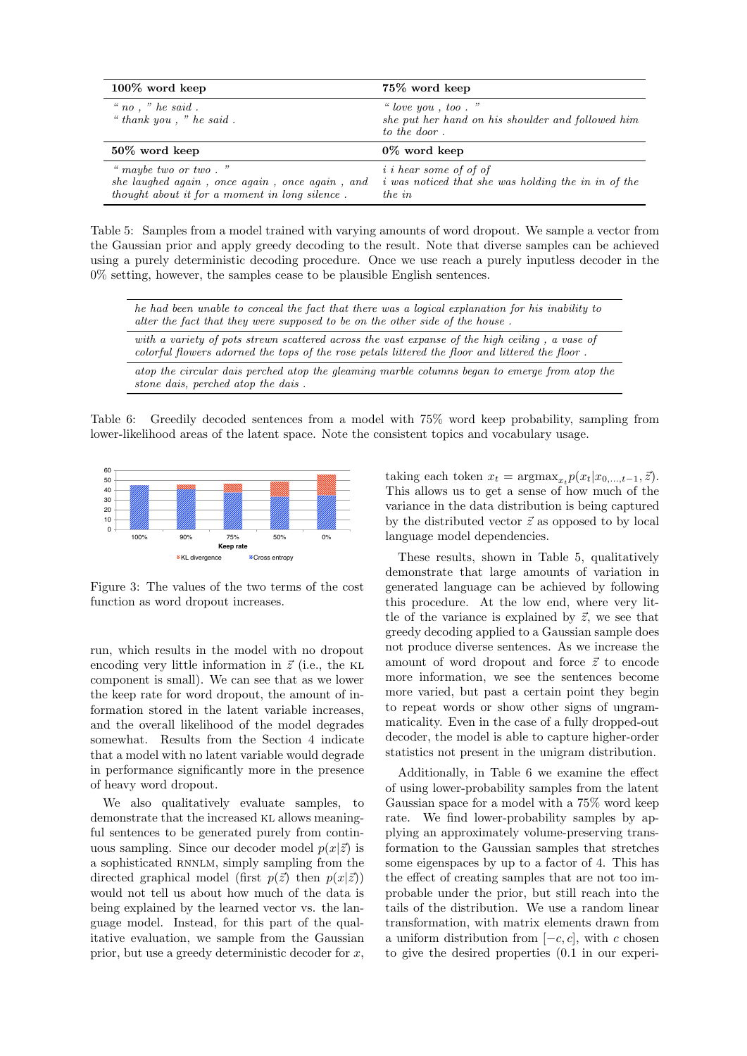| **100% word keep** | **75% word keep** |
|---|---|
| *“ no , ” he said .*<br>*“ thank you , ” he said .* | *“ love you , too . ”*<br>*she put her hand on his shoulder and followed him to the door .* |
| **50% word keep** | **0% word keep** |
| *“ maybe two or two . ”*<br>*she laughed again , once again , once again , and thought about it for a moment in long silence .* | *i i hear some of of of*<br>*i was noticed that she was holding the in in of the the in* |

Table 5: Samples from a model trained with varying amounts of word dropout. We sample a vector from the Gaussian prior and apply greedy decoding to the result. Note that diverse samples can be achieved using a purely deterministic decoding procedure. Once we use reach a purely inputless decoder in the 0% setting, however, the samples cease to be plausible English sentences.

| |
|---|
| *he had been unable to conceal the fact that there was a logical explanation for his inability to alter the fact that they were supposed to be on the other side of the house .* |
| *with a variety of pots strewn scattered across the vast expanse of the high ceiling , a vase of colorful flowers adorned the tops of the rose petals littered the floor and littered the floor .* |
| *atop the circular dais perched atop the gleaming marble columns began to emerge from atop the stone dais, perched atop the dais .* |

Table 6: Greedily decoded sentences from a model with 75% word keep probability, sampling from lower-likelihood areas of the latent space. Note the consistent topics and vocabulary usage.

Figure 3: The values of the two terms of the cost function as word dropout increases.

run, which results in the model with no dropout encoding very little information in $\vec{z}$ (i.e., the KL component is small). We can see that as we lower the keep rate for word dropout, the amount of information stored in the latent variable increases, and the overall likelihood of the model degrades somewhat. Results from the Section 4 indicate that a model with no latent variable would degrade in performance significantly more in the presence of heavy word dropout.

We also qualitatively evaluate samples, to demonstrate that the increased KL allows meaningful sentences to be generated purely from continuous sampling. Since our decoder model $p(x|\vec{z})$ is a sophisticated RNNLM, simply sampling from the directed graphical model (first $p(\vec{z})$ then $p(x|\vec{z})$) would not tell us about how much of the data is being explained by the learned vector vs. the language model. Instead, for this part of the qualitative evaluation, we sample from the Gaussian prior, but use a greedy deterministic decoder for $x$, taking each token $x_t = \text{argmax}_{x_t} p(x_t|x_{0,...,t-1}, \vec{z})$. This allows us to get a sense of how much of the variance in the data distribution is being captured by the distributed vector $\vec{z}$ as opposed to by local language model dependencies.

These results, shown in Table 5, qualitatively demonstrate that large amounts of variation in generated language can be achieved by following this procedure. At the low end, where very little of the variance is explained by $\vec{z}$, we see that greedy decoding applied to a Gaussian sample does not produce diverse sentences. As we increase the amount of word dropout and force $\vec{z}$ to encode more information, we see the sentences become more varied, but past a certain point they begin to repeat words or show other signs of ungrammaticality. Even in the case of a fully dropped-out decoder, the model is able to capture higher-order statistics not present in the unigram distribution.

Additionally, in Table 6 we examine the effect of using lower-probability samples from the latent Gaussian space for a model with a 75% word keep rate. We find lower-probability samples by applying an approximately volume-preserving transformation to the Gaussian samples that stretches some eigenspaces by up to a factor of 4. This has the effect of creating samples that are not too improbable under the prior, but still reach into the tails of the distribution. We use a random linear transformation, with matrix elements drawn from a uniform distribution from $[-c, c]$, with $c$ chosen to give the desired properties (0.1 in our experi-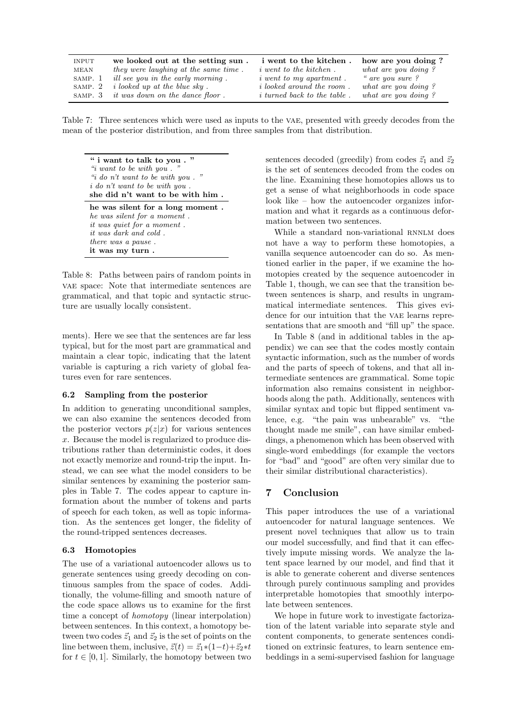| INPUT | **we looked out at the setting sun .** | **i went to the kitchen .** | **how are you doing ?** |
|---|---|---|---|
| MEAN | *they were laughing at the same time .* | *i went to the kitchen .* | *what are you doing ?* |
| SAMP. 1 | *ill see you in the early morning .* | *i went to my apartment .* | *" are you sure ?* |
| SAMP. 2 | *i looked up at the blue sky .* | *i looked around the room .* | *what are you doing ?* |
| SAMP. 3 | *it was down on the dance floor .* | *i turned back to the table .* | *what are you doing ?* |

Table 7: Three sentences which were used as inputs to the VAE, presented with greedy decodes from the mean of the posterior distribution, and from three samples from that distribution.

| |
|---|
| **" i want to talk to you . "** |
| *"i want to be with you . "* |
| *"i do n't want to be with you . "* |
| *i do n't want to be with you .* |
| **she did n't want to be with him .** |
| **he was silent for a long moment .** |
| *he was silent for a moment .* |
| *it was quiet for a moment .* |
| *it was dark and cold .* |
| *there was a pause .* |
| **it was my turn .** |

Table 8: Paths between pairs of random points in VAE space: Note that intermediate sentences are grammatical, and that topic and syntactic structure are usually locally consistent.

ments). Here we see that the sentences are far less typical, but for the most part are grammatical and maintain a clear topic, indicating that the latent variable is capturing a rich variety of global features even for rare sentences.

### 6.2 Sampling from the posterior

In addition to generating unconditional samples, we can also examine the sentences decoded from the posterior vectors $p(z|x)$ for various sentences $x$. Because the model is regularized to produce distributions rather than deterministic codes, it does not exactly memorize and round-trip the input. Instead, we can see what the model considers to be similar sentences by examining the posterior samples in Table 7. The codes appear to capture information about the number of tokens and parts of speech for each token, as well as topic information. As the sentences get longer, the fidelity of the round-tripped sentences decreases.

### 6.3 Homotopies

The use of a variational autoencoder allows us to generate sentences using greedy decoding on continuous samples from the space of codes. Additionally, the volume-filling and smooth nature of the code space allows us to examine for the first time a concept of *homotopy* (linear interpolation) between sentences. In this context, a homotopy between two codes $\vec{z}_1$ and $\vec{z}_2$ is the set of points on the line between them, inclusive, $\vec{z}(t) = \vec{z}_1 * (1-t) + \vec{z}_2 * t$ for $t \in [0, 1]$. Similarly, the homotopy between two sentences decoded (greedily) from codes $\vec{z}_1$ and $\vec{z}_2$ is the set of sentences decoded from the codes on the line. Examining these homotopies allows us to get a sense of what neighborhoods in code space look like – how the autoencoder organizes information and what it regards as a continuous deformation between two sentences.

While a standard non-variational RNNLM does not have a way to perform these homotopies, a vanilla sequence autoencoder can do so. As mentioned earlier in the paper, if we examine the homotopies created by the sequence autoencoder in Table 1, though, we can see that the transition between sentences is sharp, and results in ungrammatical intermediate sentences. This gives evidence for our intuition that the VAE learns representations that are smooth and "fill up" the space.

In Table 8 (and in additional tables in the appendix) we can see that the codes mostly contain syntactic information, such as the number of words and the parts of speech of tokens, and that all intermediate sentences are grammatical. Some topic information also remains consistent in neighborhoods along the path. Additionally, sentences with similar syntax and topic but flipped sentiment valence, e.g. "the pain was unbearable" vs. "the thought made me smile", can have similar embeddings, a phenomenon which has been observed with single-word embeddings (for example the vectors for "bad" and "good" are often very similar due to their similar distributional characteristics).

## 7 Conclusion

This paper introduces the use of a variational autoencoder for natural language sentences. We present novel techniques that allow us to train our model successfully, and find that it can effectively impute missing words. We analyze the latent space learned by our model, and find that it is able to generate coherent and diverse sentences through purely continuous sampling and provides interpretable homotopies that smoothly interpolate between sentences.

We hope in future work to investigate factorization of the latent variable into separate style and content components, to generate sentences conditioned on extrinsic features, to learn sentence embeddings in a semi-supervised fashion for language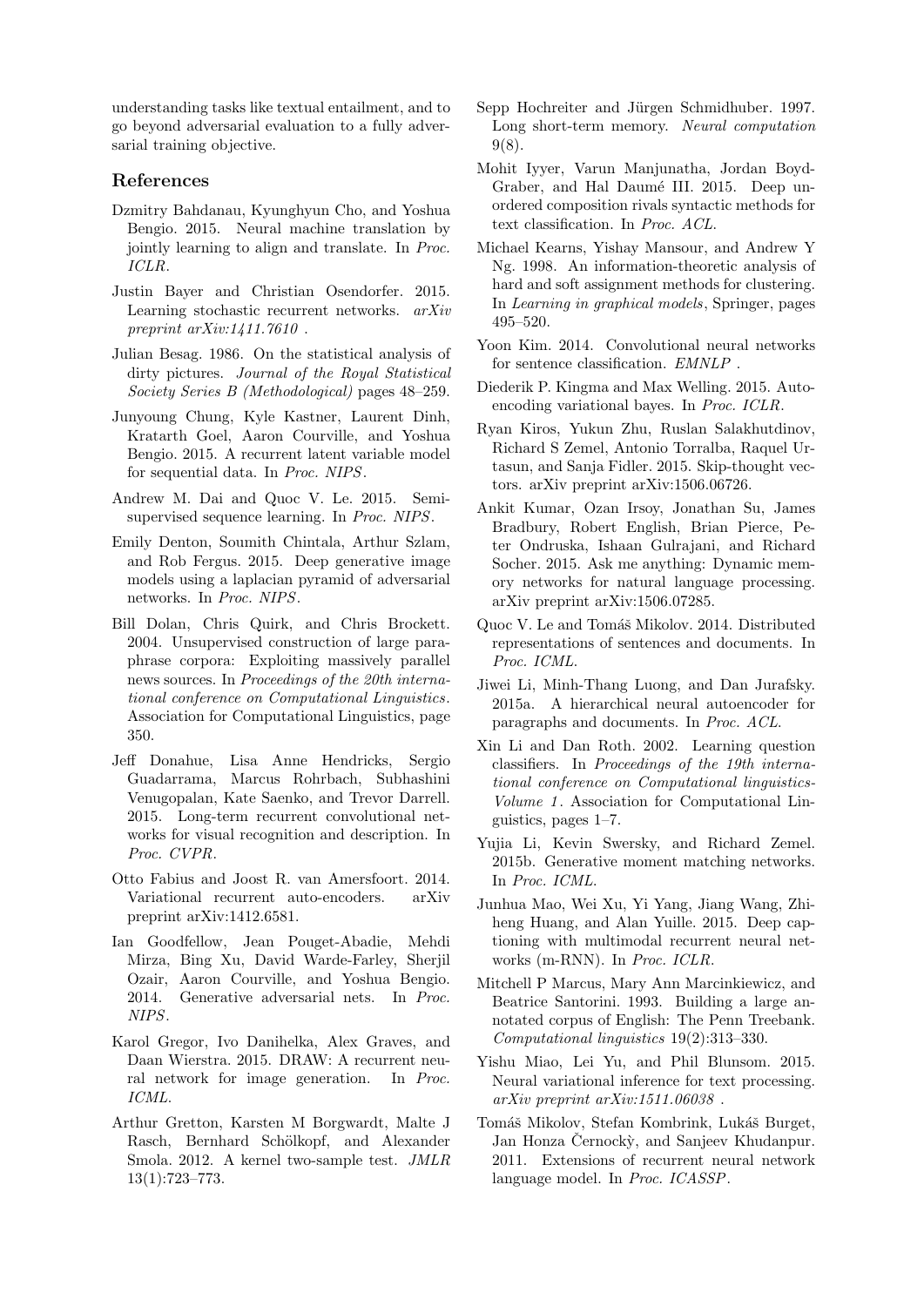understanding tasks like textual entailment, and to go beyond adversarial evaluation to a fully adversarial training objective.

## References

Dzmitry Bahdanau, Kyunghyun Cho, and Yoshua Bengio. 2015. Neural machine translation by jointly learning to align and translate. In *Proc. ICLR*.

Justin Bayer and Christian Osendorfer. 2015. Learning stochastic recurrent networks. *arXiv preprint arXiv:1411.7610* .

Julian Besag. 1986. On the statistical analysis of dirty pictures. *Journal of the Royal Statistical Society Series B (Methodological)* pages 48–259.

Junyoung Chung, Kyle Kastner, Laurent Dinh, Kratarth Goel, Aaron Courville, and Yoshua Bengio. 2015. A recurrent latent variable model for sequential data. In *Proc. NIPS*.

Andrew M. Dai and Quoc V. Le. 2015. Semi-supervised sequence learning. In *Proc. NIPS*.

Emily Denton, Soumith Chintala, Arthur Szlam, and Rob Fergus. 2015. Deep generative image models using a laplacian pyramid of adversarial networks. In *Proc. NIPS*.

Bill Dolan, Chris Quirk, and Chris Brockett. 2004. Unsupervised construction of large paraphrase corpora: Exploiting massively parallel news sources. In *Proceedings of the 20th international conference on Computational Linguistics*. Association for Computational Linguistics, page 350.

Jeff Donahue, Lisa Anne Hendricks, Sergio Guadarrama, Marcus Rohrbach, Subhashini Venugopalan, Kate Saenko, and Trevor Darrell. 2015. Long-term recurrent convolutional networks for visual recognition and description. In *Proc. CVPR*.

Otto Fabius and Joost R. van Amersfoort. 2014. Variational recurrent auto-encoders. arXiv preprint arXiv:1412.6581.

Ian Goodfellow, Jean Pouget-Abadie, Mehdi Mirza, Bing Xu, David Warde-Farley, Sherjil Ozair, Aaron Courville, and Yoshua Bengio. 2014. Generative adversarial nets. In *Proc. NIPS*.

Karol Gregor, Ivo Danihelka, Alex Graves, and Daan Wierstra. 2015. DRAW: A recurrent neural network for image generation. In *Proc. ICML*.

Arthur Gretton, Karsten M Borgwardt, Malte J Rasch, Bernhard Schölkopf, and Alexander Smola. 2012. A kernel two-sample test. *JMLR* 13(1):723–773.

Sepp Hochreiter and Jürgen Schmidhuber. 1997. Long short-term memory. *Neural computation* 9(8).

Mohit Iyyer, Varun Manjunatha, Jordan Boyd-Graber, and Hal Daumé III. 2015. Deep unordered composition rivals syntactic methods for text classification. In *Proc. ACL*.

Michael Kearns, Yishay Mansour, and Andrew Y Ng. 1998. An information-theoretic analysis of hard and soft assignment methods for clustering. In *Learning in graphical models*, Springer, pages 495–520.

Yoon Kim. 2014. Convolutional neural networks for sentence classification. *EMNLP* .

Diederik P. Kingma and Max Welling. 2015. Auto-encoding variational bayes. In *Proc. ICLR*.

Ryan Kiros, Yukun Zhu, Ruslan Salakhutdinov, Richard S Zemel, Antonio Torralba, Raquel Urtasun, and Sanja Fidler. 2015. Skip-thought vectors. arXiv preprint arXiv:1506.06726.

Ankit Kumar, Ozan Irsoy, Jonathan Su, James Bradbury, Robert English, Brian Pierce, Peter Ondruska, Ishaan Gulrajani, and Richard Socher. 2015. Ask me anything: Dynamic memory networks for natural language processing. arXiv preprint arXiv:1506.07285.

Quoc V. Le and Tomáš Mikolov. 2014. Distributed representations of sentences and documents. In *Proc. ICML*.

Jiwei Li, Minh-Thang Luong, and Dan Jurafsky. 2015a. A hierarchical neural autoencoder for paragraphs and documents. In *Proc. ACL*.

Xin Li and Dan Roth. 2002. Learning question classifiers. In *Proceedings of the 19th international conference on Computational linguistics-Volume 1*. Association for Computational Linguistics, pages 1–7.

Yujia Li, Kevin Swersky, and Richard Zemel. 2015b. Generative moment matching networks. In *Proc. ICML*.

Junhua Mao, Wei Xu, Yi Yang, Jiang Wang, Zhiheng Huang, and Alan Yuille. 2015. Deep captioning with multimodal recurrent neural networks (m-RNN). In *Proc. ICLR*.

Mitchell P Marcus, Mary Ann Marcinkiewicz, and Beatrice Santorini. 1993. Building a large annotated corpus of English: The Penn Treebank. *Computational linguistics* 19(2):313–330.

Yishu Miao, Lei Yu, and Phil Blunsom. 2015. Neural variational inference for text processing. *arXiv preprint arXiv:1511.06038* .

Tomáš Mikolov, Stefan Kombrink, Lukáš Burget, Jan Honza Černockỳ, and Sanjeev Khudanpur. 2011. Extensions of recurrent neural network language model. In *Proc. ICASSP*.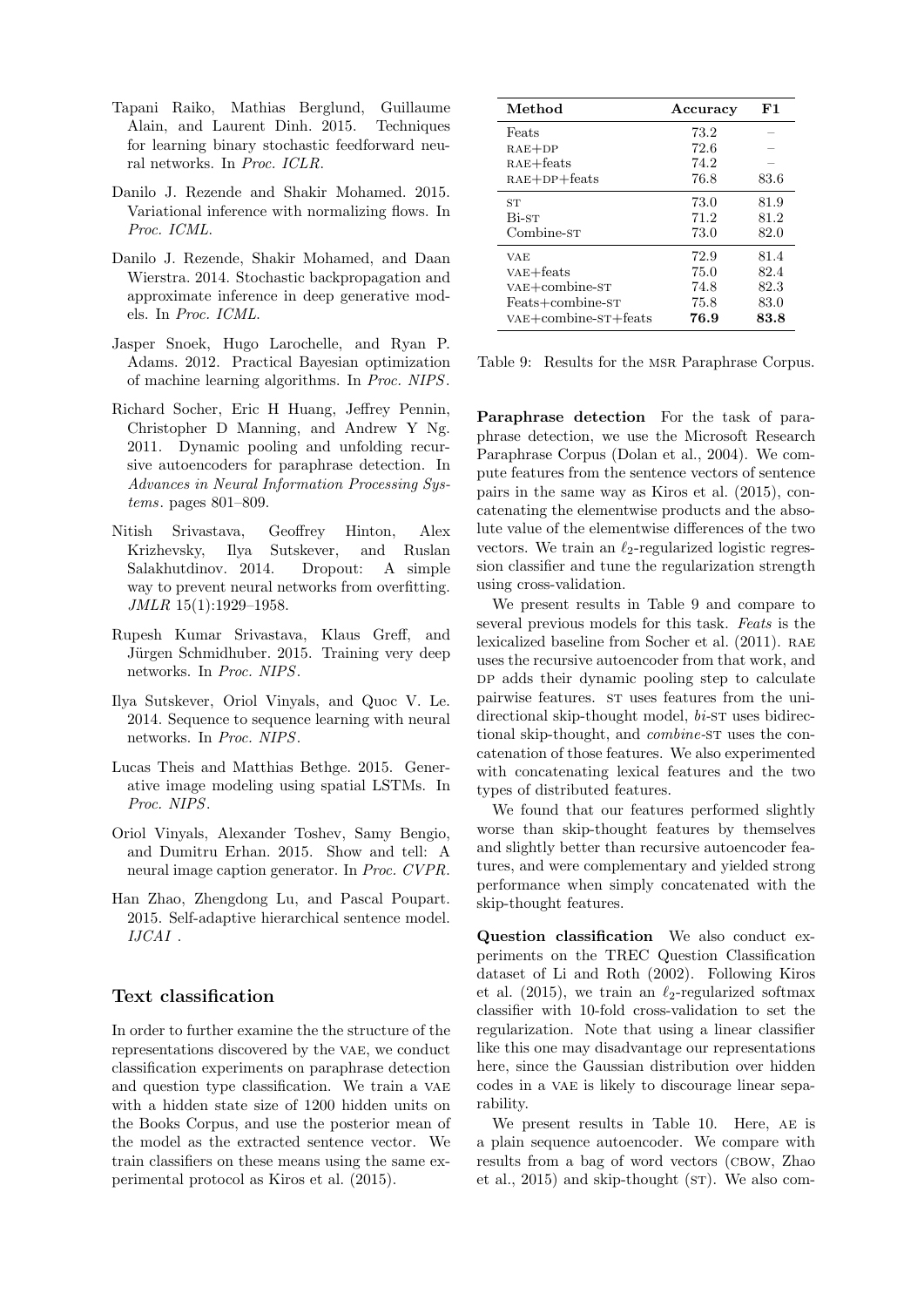Tapani Raiko, Mathias Berglund, Guillaume Alain, and Laurent Dinh. 2015. Techniques for learning binary stochastic feedforward neural networks. In *Proc. ICLR*.

Danilo J. Rezende and Shakir Mohamed. 2015. Variational inference with normalizing flows. In *Proc. ICML*.

Danilo J. Rezende, Shakir Mohamed, and Daan Wierstra. 2014. Stochastic backpropagation and approximate inference in deep generative models. In *Proc. ICML*.

Jasper Snoek, Hugo Larochelle, and Ryan P. Adams. 2012. Practical Bayesian optimization of machine learning algorithms. In *Proc. NIPS*.

Richard Socher, Eric H Huang, Jeffrey Pennin, Christopher D Manning, and Andrew Y Ng. 2011. Dynamic pooling and unfolding recursive autoencoders for paraphrase detection. In *Advances in Neural Information Processing Systems*. pages 801–809.

Nitish Srivastava, Geoffrey Hinton, Alex Krizhevsky, Ilya Sutskever, and Ruslan Salakhutdinov. 2014. Dropout: A simple way to prevent neural networks from overfitting. *JMLR* 15(1):1929–1958.

Rupesh Kumar Srivastava, Klaus Greff, and Jürgen Schmidhuber. 2015. Training very deep networks. In *Proc. NIPS*.

Ilya Sutskever, Oriol Vinyals, and Quoc V. Le. 2014. Sequence to sequence learning with neural networks. In *Proc. NIPS*.

Lucas Theis and Matthias Bethge. 2015. Generative image modeling using spatial LSTMs. In *Proc. NIPS*.

Oriol Vinyals, Alexander Toshev, Samy Bengio, and Dumitru Erhan. 2015. Show and tell: A neural image caption generator. In *Proc. CVPR*.

Han Zhao, Zhengdong Lu, and Pascal Poupart. 2015. Self-adaptive hierarchical sentence model. *IJCAI* .

## Text classification

In order to further examine the the structure of the representations discovered by the VAE, we conduct classification experiments on paraphrase detection and question type classification. We train a VAE with a hidden state size of 1200 hidden units on the Books Corpus, and use the posterior mean of the model as the extracted sentence vector. We train classifiers on these means using the same experimental protocol as Kiros et al. (2015).

| Method | Accuracy | F1 |
|---|---|---|
| Feats | 73.2 | – |
| RAE+DP | 72.6 | – |
| RAE+feats | 74.2 | – |
| RAE+DP+feats | 76.8 | 83.6 |
| ST | 73.0 | 81.9 |
| Bi-ST | 71.2 | 81.2 |
| Combine-ST | 73.0 | 82.0 |
| VAE | 72.9 | 81.4 |
| VAE+feats | 75.0 | 82.4 |
| VAE+combine-ST | 74.8 | 82.3 |
| Feats+combine-ST | 75.8 | 83.0 |
| VAE+combine-ST+feats | **76.9** | **83.8** |

Table 9: Results for the MSR Paraphrase Corpus.

**Paraphrase detection** For the task of paraphrase detection, we use the Microsoft Research Paraphrase Corpus (Dolan et al., 2004). We compute features from the sentence vectors of sentence pairs in the same way as Kiros et al. (2015), concatenating the elementwise products and the absolute value of the elementwise differences of the two vectors. We train an $\ell_2$-regularized logistic regression classifier and tune the regularization strength using cross-validation.

We present results in Table 9 and compare to several previous models for this task. *Feats* is the lexicalized baseline from Socher et al. (2011). RAE uses the recursive autoencoder from that work, and DP adds their dynamic pooling step to calculate pairwise features. ST uses features from the unidirectional skip-thought model, *bi-*ST uses bidirectional skip-thought, and *combine-*ST uses the concatenation of those features. We also experimented with concatenating lexical features and the two types of distributed features.

We found that our features performed slightly worse than skip-thought features by themselves and slightly better than recursive autoencoder features, and were complementary and yielded strong performance when simply concatenated with the skip-thought features.

**Question classification** We also conduct experiments on the TREC Question Classification dataset of Li and Roth (2002). Following Kiros et al. (2015), we train an $\ell_2$-regularized softmax classifier with 10-fold cross-validation to set the regularization. Note that using a linear classifier like this one may disadvantage our representations here, since the Gaussian distribution over hidden codes in a VAE is likely to discourage linear separability.

We present results in Table 10. Here, AE is a plain sequence autoencoder. We compare with results from a bag of word vectors (CBOW, Zhao et al., 2015) and skip-thought (ST). We also com-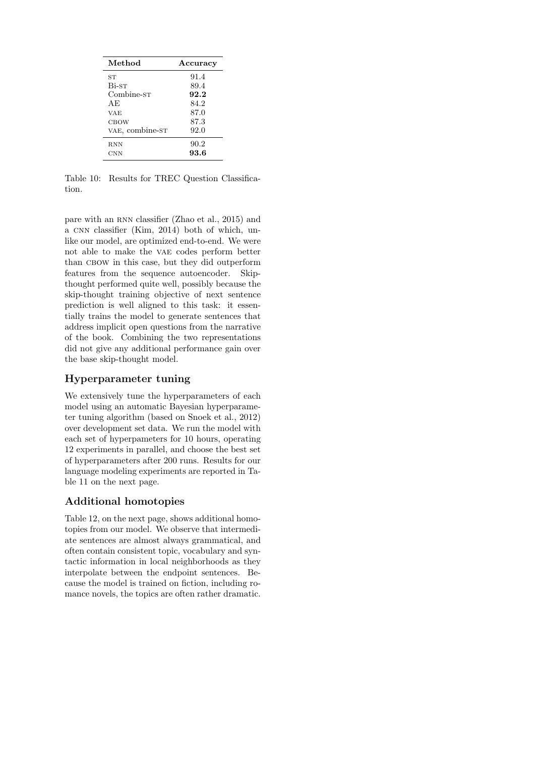| Method | Accuracy |
|---|---|
| ST | 91.4 |
| Bi-ST | 89.4 |
| Combine-ST | **92.2** |
| AE | 84.2 |
| VAE | 87.0 |
| CBOW | 87.3 |
| VAE, combine-ST | 92.0 |
| RNN | 90.2 |
| CNN | **93.6** |

Table 10: Results for TREC Question Classification.

pare with an RNN classifier (Zhao et al., 2015) and a CNN classifier (Kim, 2014) both of which, unlike our model, are optimized end-to-end. We were not able to make the VAE codes perform better than CBOW in this case, but they did outperform features from the sequence autoencoder. Skip-thought performed quite well, possibly because the skip-thought training objective of next sentence prediction is well aligned to this task: it essentially trains the model to generate sentences that address implicit open questions from the narrative of the book. Combining the two representations did not give any additional performance gain over the base skip-thought model.

## Hyperparameter tuning

We extensively tune the hyperparameters of each model using an automatic Bayesian hyperparameter tuning algorithm (based on Snoek et al., 2012) over development set data. We run the model with each set of hyperpameters for 10 hours, operating 12 experiments in parallel, and choose the best set of hyperparameters after 200 runs. Results for our language modeling experiments are reported in Table 11 on the next page.

## Additional homotopies

Table 12, on the next page, shows additional homotopies from our model. We observe that intermediate sentences are almost always grammatical, and often contain consistent topic, vocabulary and syntactic information in local neighborhoods as they interpolate between the endpoint sentences. Because the model is trained on fiction, including romance novels, the topics are often rather dramatic.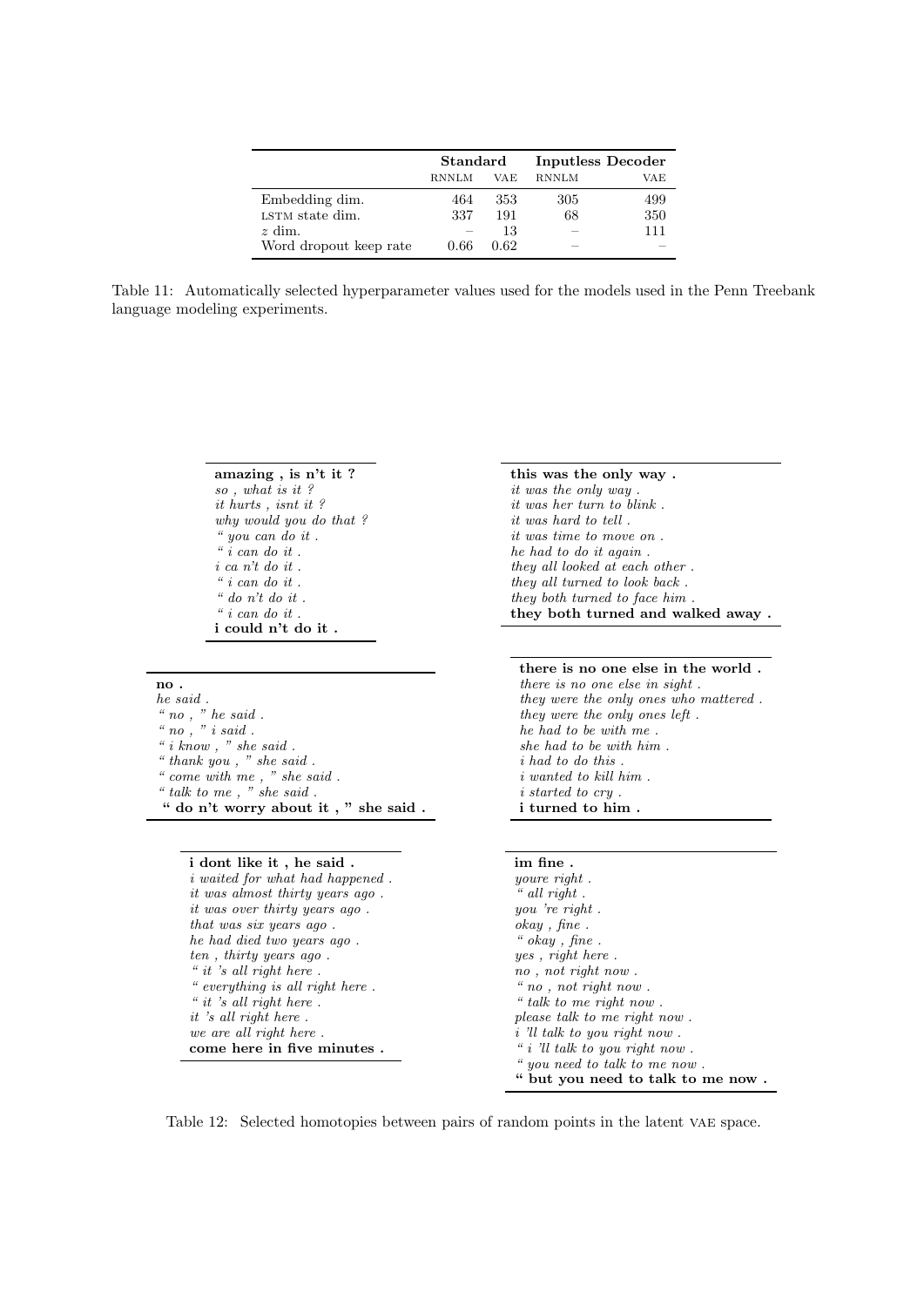| | Standard | | Inputless Decoder | |
|---|---|---|---|---|
| | RNNLM | VAE | RNNLM | VAE |
| Embedding dim. | 464 | 353 | 305 | 499 |
| LSTM state dim. | 337 | 191 | 68 | 350 |
| $z$ dim. | – | 13 | – | 111 |
| Word dropout keep rate | 0.66 | 0.62 | – | – |

Table 11: Automatically selected hyperparameter values used for the models used in the Penn Treebank language modeling experiments.

| |
|---|
| **amazing , is n't it ?** |
| *so , what is it ?* |
| *it hurts , isnt it ?* |
| *why would you do that ?* |
| *" you can do it .* |
| *" i can do it .* |
| *i ca n't do it .* |
| *" i can do it .* |
| *" do n't do it .* |
| *" i can do it .* |
| **i could n't do it .** |

| |
|---|
| **this was the only way .** |
| *it was the only way .* |
| *it was her turn to blink .* |
| *it was hard to tell .* |
| *it was time to move on .* |
| *he had to do it again .* |
| *they all looked at each other .* |
| *they all turned to look back .* |
| *they both turned to face him .* |
| **they both turned and walked away .** |

| |
|---|
| **no .** |
| *he said .* |
| *" no , " he said .* |
| *" no , " i said .* |
| *" i know , " she said .* |
| *" thank you , " she said .* |
| *" come with me , " she said .* |
| *" talk to me , " she said .* |
| **" do n't worry about it , " she said .** |

| |
|---|
| **there is no one else in the world .** |
| *there is no one else in sight .* |
| *they were the only ones who mattered .* |
| *they were the only ones left .* |
| *he had to be with me .* |
| *she had to be with him .* |
| *i had to do this .* |
| *i wanted to kill him .* |
| *i started to cry .* |
| **i turned to him .** |

| |
|---|
| **i dont like it , he said .** |
| *i waited for what had happened .* |
| *it was almost thirty years ago .* |
| *it was over thirty years ago .* |
| *that was six years ago .* |
| *he had died two years ago .* |
| *ten , thirty years ago .* |
| *" it 's all right here .* |
| *" everything is all right here .* |
| *" it 's all right here .* |
| *it 's all right here .* |
| *we are all right here .* |
| **come here in five minutes .** |

| |
|---|
| **im fine .** |
| *youre right .* |
| *" all right .* |
| *you 're right .* |
| *okay , fine .* |
| *" okay , fine .* |
| *yes , right here .* |
| *no , not right now .* |
| *" no , not right now .* |
| *" talk to me right now .* |
| *please talk to me right now .* |
| *i 'll talk to you right now .* |
| *" i 'll talk to you right now .* |
| *" you need to talk to me now .* |
| **" but you need to talk to me now .** |

Table 12: Selected homotopies between pairs of random points in the latent VAE space.